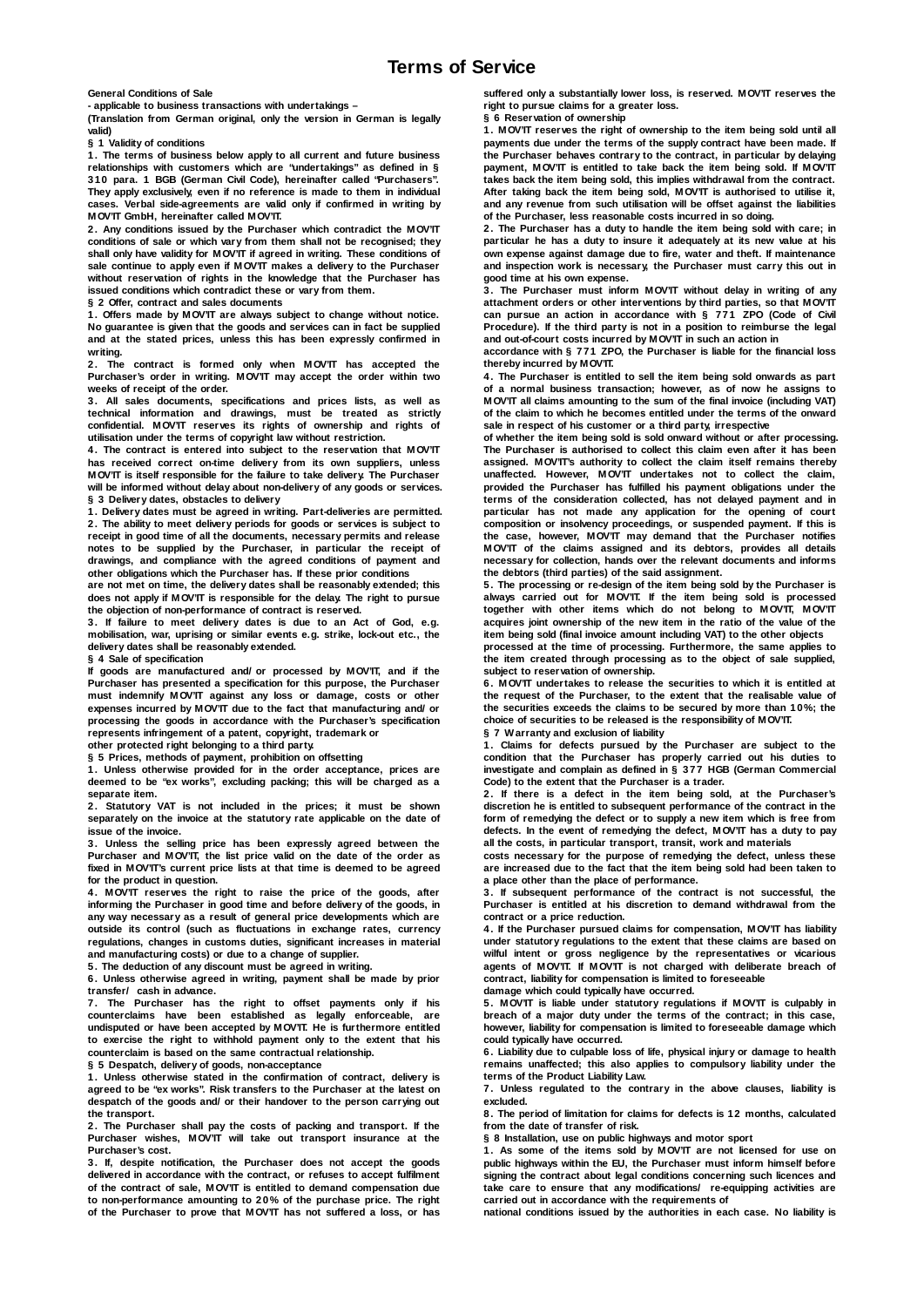# Terms of Service

**General Conditions of Sale**

**- applicable to business transactions with undertakings –**

**(Translation from German original, only the version in German is legally valid)**

**§ 1 Validity of conditions**

**1. The terms of business below apply to all current and future business relationships with customers which are "undertakings" as defined in § 310 para. 1 BGB (German Civil Code), hereinafter called "Purchasers". They apply exclusively, even if no reference is made to them in individual cases. Verbal side-agreements are valid only if confirmed in writing by MOV'IT GmbH, hereinafter called MOV'IT.**

**2. Any conditions issued by the Purchaser which contradict the MOV'IT conditions of sale or which vary from them shall not be recognised; they shall only have validity for MOV'IT if agreed in writing. These conditions of sale continue to apply even if MOV'IT makes a delivery to the Purchaser without reservation of rights in the knowledge that the Purchaser has issued conditions which contradict these or vary from them.**

**§ 2 Offer, contract and sales documents**

**1. Offers made by MOV'IT are always subject to change without notice. No guarantee is given that the goods and services can in fact be supplied and at the stated prices, unless this has been expressly confirmed in writing.**

**2. The contract is formed only when MOV'IT has accepted the Purchaser's order in writing. MOV'IT may accept the order within two weeks of receipt of the order.**

**3. All sales documents, specifications and prices lists, as well as technical information and drawings, must be treated as strictly confidential. MOV'IT reserves its rights of ownership and rights of utilisation under the terms of copyright law without restriction.**

**4. The contract is entered into subject to the reservation that MOV'IT has received correct on-time delivery from its own suppliers, unless MOV'IT is itself responsible for the failure to take delivery. The Purchaser will be informed without delay about non-delivery of any goods or services.**

**§ 3 Delivery dates, obstacles to delivery**

**1. Delivery dates must be agreed in writing. Part-deliveries are permitted.**

**2. The ability to meet delivery periods for goods or services is subject to receipt in good time of all the documents, necessary permits and release notes to be supplied by the Purchaser, in particular the receipt of drawings, and compliance with the agreed conditions of payment and other obligations which the Purchaser has. If these prior conditions are not met on time, the delivery dates shall be reasonably extended; this does not apply if MOV'IT is responsible for the delay. The right to pursue the objection of non-performance of contract is reserved.**

**3. If failure to meet delivery dates is due to an Act of God, e.g. mobilisation, war, uprising or similar events e.g. strike, lock-out etc., the delivery dates shall be reasonably extended.**

**§ 4 Sale of specification**

**If goods are manufactured and/or processed by MOV'IT, and if the Purchaser has presented a specification for this purpose, the Purchaser must indemnify MOV'IT against any loss or damage, costs or other expenses incurred by MOV'IT due to the fact that manufacturing and/or processing the goods in accordance with the Purchaser's specification represents infringement of a patent, copyright, trademark or other protected right belonging to a third party.**

**§ 5 Prices, methods of payment, prohibition on offsetting**

**1. Unless otherwise provided for in the order acceptance, prices are deemed to be "ex works", excluding packing; this will be charged as a separate item.**

**2. Statutory VAT is not included in the prices; it must be shown separately on the invoice at the statutory rate applicable on the date of issue of the invoice.**

**3. Unless the selling price has been expressly agreed between the Purchaser and MOV'IT, the list price valid on the date of the order as fixed in MOV'IT's current price lists at that time is deemed to be agreed for the product in question.**

**4. MOV'IT reserves the right to raise the price of the goods, after informing the Purchaser in good time and before delivery of the goods, in any way necessary as a result of general price developments which are outside its control (such as fluctuations in exchange rates, currency regulations, changes in customs duties, significant increases in material and manufacturing costs) or due to a change of supplier.**

**5. The deduction of any discount must be agreed in writing.**

**6. Unless otherwise agreed in writing, payment shall be made by prior transfer/ cash in advance.**

**7. The Purchaser has the right to offset payments only if his counterclaims have been established as legally enforceable, are undisputed or have been accepted by MOV'IT. He is furthermore entitled to exercise the right to withhold payment only to the extent that his counterclaim is based on the same contractual relationship.**

**§ 5 Despatch, delivery of goods, non-acceptance**

**1. Unless otherwise stated in the confirmation of contract, delivery is agreed to be "ex works". Risk transfers to the Purchaser at the latest on despatch of the goods and/or their handover to the person carrying out the transport.**

**2. The Purchaser shall pay the costs of packing and transport. If the Purchaser wishes, MOV'IT will take out transport insurance at the Purchaser's cost.**

**3. If, despite notification, the Purchaser does not accept the goods delivered in accordance with the contract, or refuses to accept fulfilment of the contract of sale, MOV'IT is entitled to demand compensation due to non-performance amounting to 20% of the purchase price. The right of the Purchaser to prove that MOV'IT has not suffered a loss, or has suffered only a substantially lower loss, is reserved. MOV'IT reserves the right to pursue claims for a greater loss.**

**§ 6 Reservation of ownership**

**1. MOV'IT reserves the right of ownership to the item being sold until all payments due under the terms of the supply contract have been made. If the Purchaser behaves contrary to the contract, in particular by delaying payment, MOV'IT is entitled to take back the item being sold. If MOV'IT takes back the item being sold, this implies withdrawal from the contract. After taking back the item being sold, MOV'IT is authorised to utilise it, and any revenue from such utilisation will be offset against the liabilities of the Purchaser, less reasonable costs incurred in so doing.**

**2. The Purchaser has a duty to handle the item being sold with care; in particular he has a duty to insure it adequately at its new value at his own expense against damage due to fire, water and theft. If maintenance and inspection work is necessary, the Purchaser must carry this out in good time at his own expense.**

**3. The Purchaser must inform MOV'IT without delay in writing of any attachment orders or other interventions by third parties, so that MOV'IT can pursue an action in accordance with § 771 ZPO (Code of Civil Procedure). If the third party is not in a position to reimburse the legal and out-of-court costs incurred by MOV'IT in such an action in accordance with § 771 ZPO, the Purchaser is liable for the financial loss thereby incurred by MOV'IT.**

**4. The Purchaser is entitled to sell the item being sold onwards as part of a normal business transaction; however, as of now he assigns to MOV'IT all claims amounting to the sum of the final invoice (including VAT) of the claim to which he becomes entitled under the terms of the onward sale in respect of his customer or a third party, irrespective of whether the item being sold is sold onward without or after processing. The Purchaser is authorised to collect this claim even after it has been assigned. MOV'IT's authority to collect the claim itself remains thereby unaffected. However, MOV'IT undertakes not to collect the claim, provided the Purchaser has fulfilled his payment obligations under the terms of the consideration collected, has not delayed payment and in particular has not made any application for the opening of court composition or insolvency proceedings, or suspended payment. If this is the case, however, MOV'IT may demand that the Purchaser notifies MOV'IT of the claims assigned and its debtors, provides all details necessary for collection, hands over the relevant documents and informs the debtors (third parties) of the said assignment.**

**5. The processing or re-design of the item being sold by the Purchaser is always carried out for MOV'IT. If the item being sold is processed together with other items which do not belong to MOV'IT, MOV'IT acquires joint ownership of the new item in the ratio of the value of the item being sold (final invoice amount including VAT) to the other objects processed at the time of processing. Furthermore, the same applies to the item created through processing as to the object of sale supplied, subject to reservation of ownership.**

**6. MOV'IT undertakes to release the securities to which it is entitled at the request of the Purchaser, to the extent that the realisable value of the securities exceeds the claims to be secured by more than 10%; the choice of securities to be released is the responsibility of MOV'IT.**

**§ 7 Warranty and exclusion of liability**

**1. Claims for defects pursued by the Purchaser are subject to the condition that the Purchaser has properly carried out his duties to investigate and complain as defined in § 377 HGB (German Commercial Code) to the extent that the Purchaser is a trader.**

**2. If there is a defect in the item being sold, at the Purchaser's discretion he is entitled to subsequent performance of the contract in the form of remedying the defect or to supply a new item which is free from defects. In the event of remedying the defect, MOV'IT has a duty to pay all the costs, in particular transport, transit, work and materials costs necessary for the purpose of remedying the defect, unless these are increased due to the fact that the item being sold had been taken to a place other than the place of performance.**

**3. If subsequent performance of the contract is not successful, the Purchaser is entitled at his discretion to demand withdrawal from the contract or a price reduction.**

**4. If the Purchaser pursued claims for compensation, MOV'IT has liability under statutory regulations to the extent that these claims are based on wilful intent or gross negligence by the representatives or vicarious agents of MOV'IT. If MOV'IT is not charged with deliberate breach of contract, liability for compensation is limited to foreseeable damage which could typically have occurred.**

**5. MOV'IT is liable under statutory regulations if MOV'IT is culpably in breach of a major duty under the terms of the contract; in this case, however, liability for compensation is limited to foreseeable damage which could typically have occurred.**

**6. Liability due to culpable loss of life, physical injury or damage to health remains unaffected; this also applies to compulsory liability under the terms of the Product Liability Law.**

**7. Unless regulated to the contrary in the above clauses, liability is excluded.**

**8. The period of limitation for claims for defects is 12 months, calculated from the date of transfer of risk.**

**§ 8 Installation, use on public highways and motor sport**

**1. As some of the items sold by MOV'IT are not licensed for use on public highways within the EU, the Purchaser must inform himself before signing the contract about legal conditions concerning such licences and take care to ensure that any modifications/ re-equipping activities are carried out in accordance with the requirements of national conditions issued by the authorities in each case. No liability is**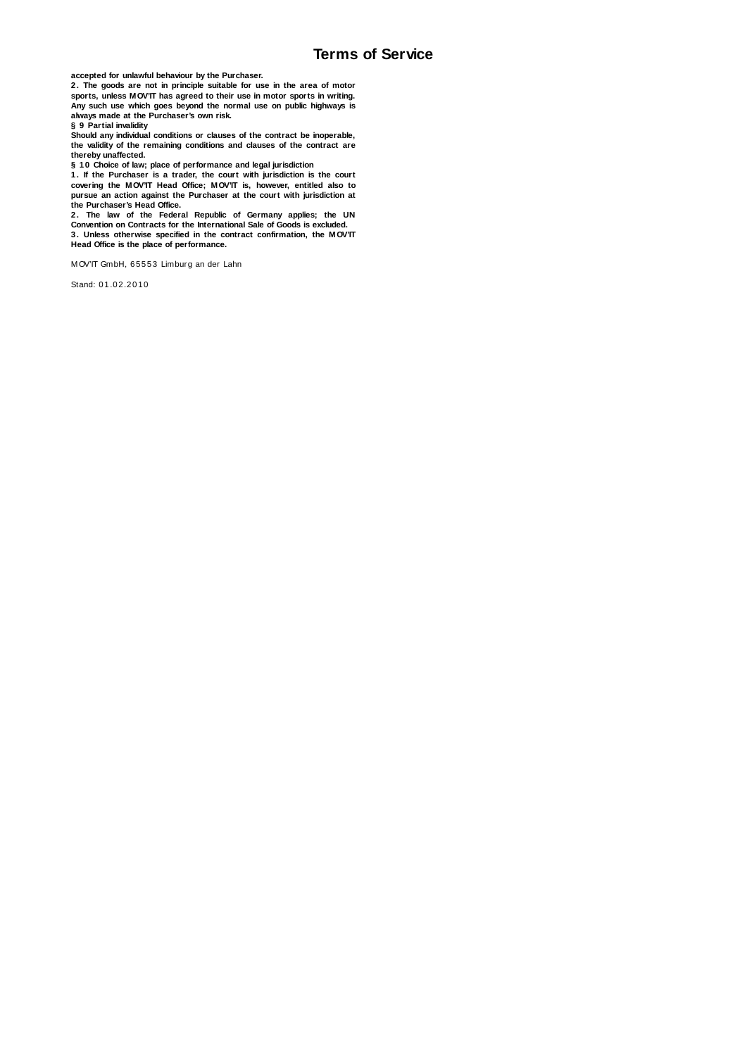# Terms of Service

**accepted for unlawful behaviour by the Purchaser.**

**2. The goods are not in principle suitable for use in the area of motor sports, unless MOV'IT has agreed to their use in motor sports in writing. Any such use which goes beyond the normal use on public highways is always made at the Purchaser's own risk.**

**§ 9 Partial invalidity**

**Should any individual conditions or clauses of the contract be inoperable, the validity of the remaining conditions and clauses of the contract are thereby unaffected.**

**§ 10 Choice of law; place of performance and legal jurisdiction**

**1. If the Purchaser is a trader, the court with jurisdiction is the court covering the MOV'IT Head Office; MOV'IT is, however, entitled also to pursue an action against the Purchaser at the court with jurisdiction at the Purchaser's Head Office.**

**2. The law of the Federal Republic of Germany applies; the UN Convention on Contracts for the International Sale of Goods is excluded.**

**3. Unless otherwise specified in the contract confirmation, the MOV'IT Head Office is the place of performance.**

MOV'IT GmbH, 65553 Limburg an der Lahn

Stand: 01.02.2010